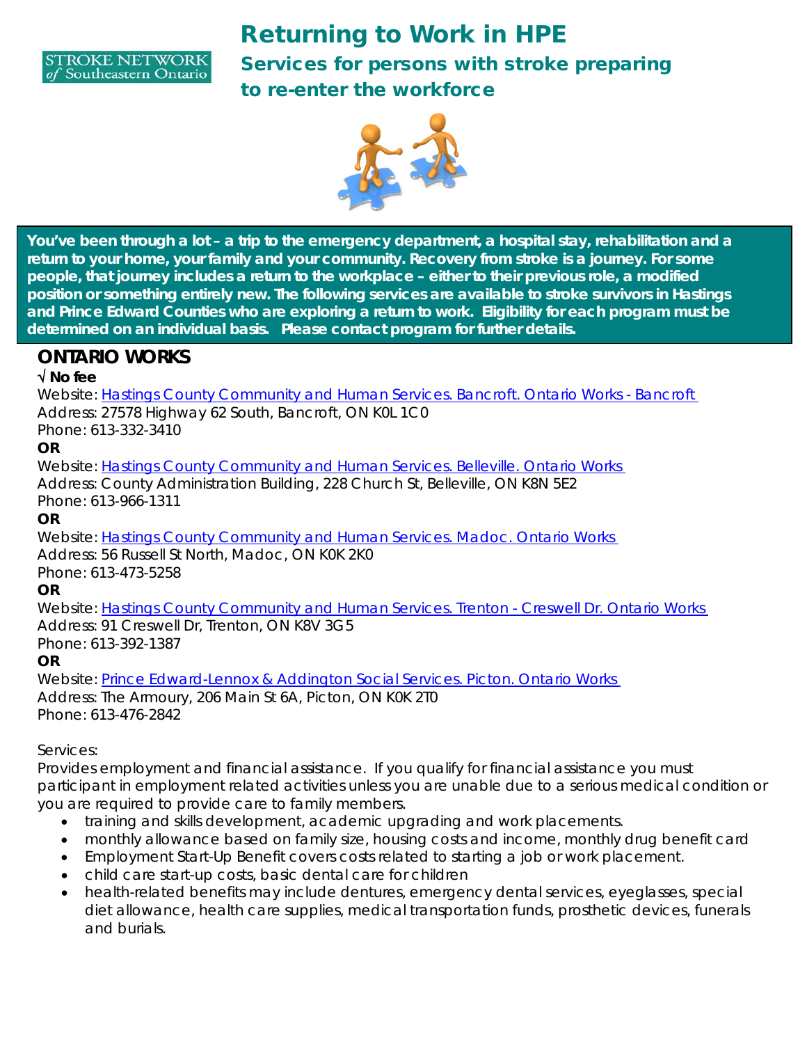STROKE NETWORK *of* Southeastern Ontario

# Returning to Work in HPE

## Services for persons with stroke preparing to re-enter the workforce

**You've been through a lot – a trip to the emergency department, a hospital stay, rehabilitation and a return to your home, your family and your community. Recovery from stroke is a journey. For some people, that journey includes a return to the workplace – either to their previous role, a modified position or something entirely new. The following services are available to stroke survivors in Hastings and Prince Edward Counties who are exploring a return to work. Eligibility for each program must be determined on an individual basis. Please contact program for further details.**

## ONTARIO WORKS

**√ No fee**

Website: [Hastings County Community and Human Services. Bancroft. Ontario Works - Bancroft]()
Address: 27578 Highway 62 South, Bancroft, ON K0L 1C0
Phone: 613-332-3410

**OR**

Website: [Hastings County Community and Human Services. Belleville. Ontario Works]()
Address: County Administration Building, 228 Church St, Belleville, ON K8N 5E2
Phone: 613-966-1311

**OR**

Website: [Hastings County Community and Human Services. Madoc. Ontario Works]()
Address: 56 Russell St North, Madoc, ON K0K 2K0
Phone: 613-473-5258

**OR**

Website: [Hastings County Community and Human Services. Trenton - Creswell Dr. Ontario Works]()
Address: 91 Creswell Dr, Trenton, ON K8V 3G5
Phone: 613-392-1387

**OR**

Website: [Prince Edward-Lennox & Addington Social Services. Picton. Ontario Works]()
Address: The Armoury, 206 Main St 6A, Picton, ON K0K 2T0
Phone: 613-476-2842

Services:
Provides employment and financial assistance. If you qualify for financial assistance you must participant in employment related activities unless you are unable due to a serious medical condition or you are required to provide care to family members.

- training and skills development, academic upgrading and work placements.
- monthly allowance based on family size, housing costs and income, monthly drug benefit card
- Employment Start-Up Benefit covers costs related to starting a job or work placement.
- child care start-up costs, basic dental care for children
- health-related benefits may include dentures, emergency dental services, eyeglasses, special diet allowance, health care supplies, medical transportation funds, prosthetic devices, funerals and burials.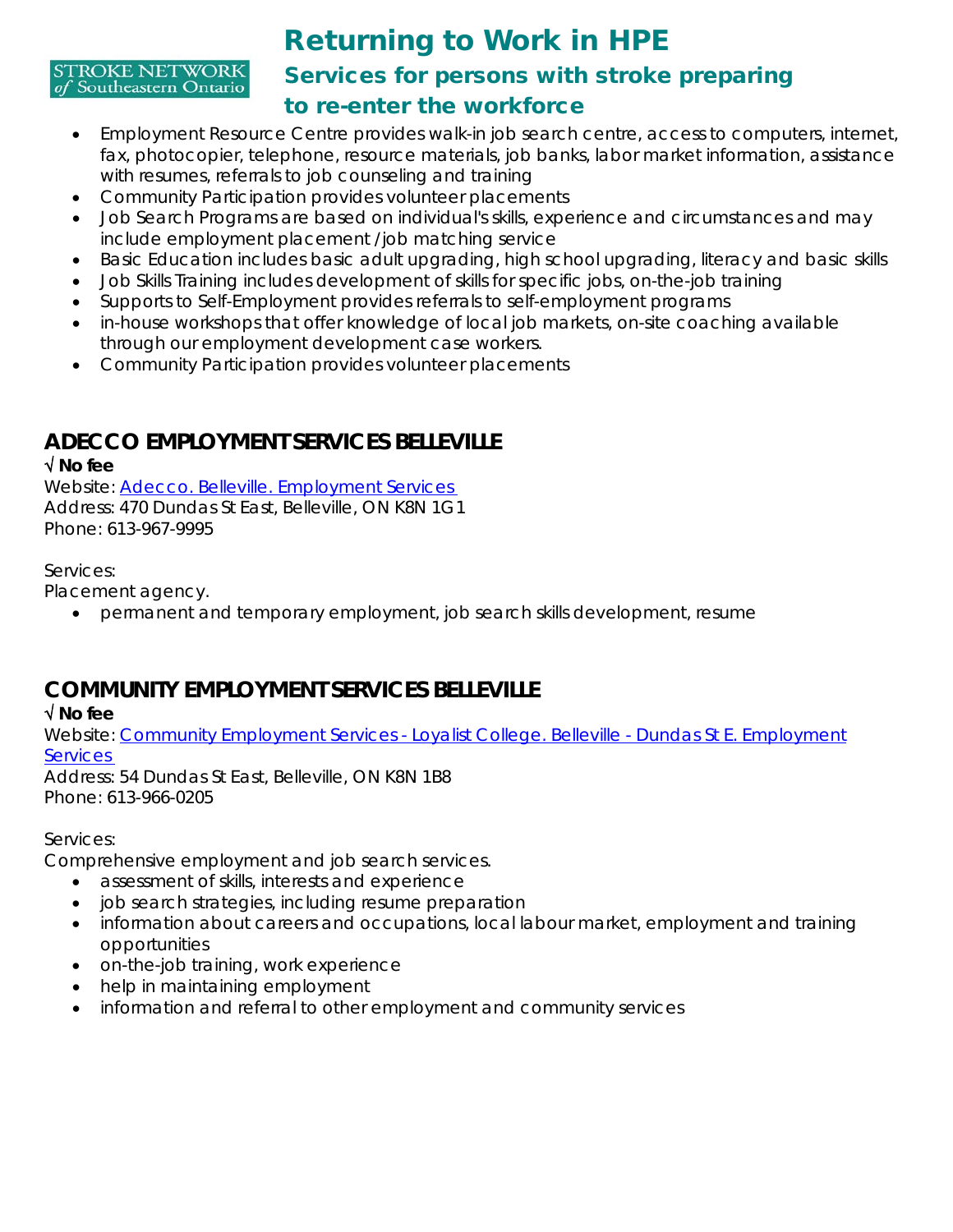- Employment Resource Centre provides walk-in job search centre, access to computers, internet, fax, photocopier, telephone, resource materials, job banks, labor market information, assistance with resumes, referrals to job counseling and training
- Community Participation provides volunteer placements
- Job Search Programs are based on individual's skills, experience and circumstances and may include employment placement /job matching service
- Basic Education includes basic adult upgrading, high school upgrading, literacy and basic skills
- Job Skills Training includes development of skills for specific jobs, on-the-job training
- Supports to Self-Employment provides referrals to self-employment programs
- in-house workshops that offer knowledge of local job markets, on-site coaching available through our employment development case workers.
- Community Participation provides volunteer placements

## ADECCO EMPLOYMENT SERVICES BELLEVILLE

√ **No fee**
Website: Adecco. Belleville. Employment Services
Address: 470 Dundas St East, Belleville, ON K8N 1G1
Phone: 613-967-9995

Services:
Placement agency.

- permanent and temporary employment, job search skills development, resume

## COMMUNITY EMPLOYMENT SERVICES BELLEVILLE

√ **No fee**
Website: Community Employment Services - Loyalist College. Belleville - Dundas St E. Employment Services
Address: 54 Dundas St East, Belleville, ON K8N 1B8
Phone: 613-966-0205

Services:
Comprehensive employment and job search services.

- assessment of skills, interests and experience
- job search strategies, including resume preparation
- information about careers and occupations, local labour market, employment and training opportunities
- on-the-job training, work experience
- help in maintaining employment
- information and referral to other employment and community services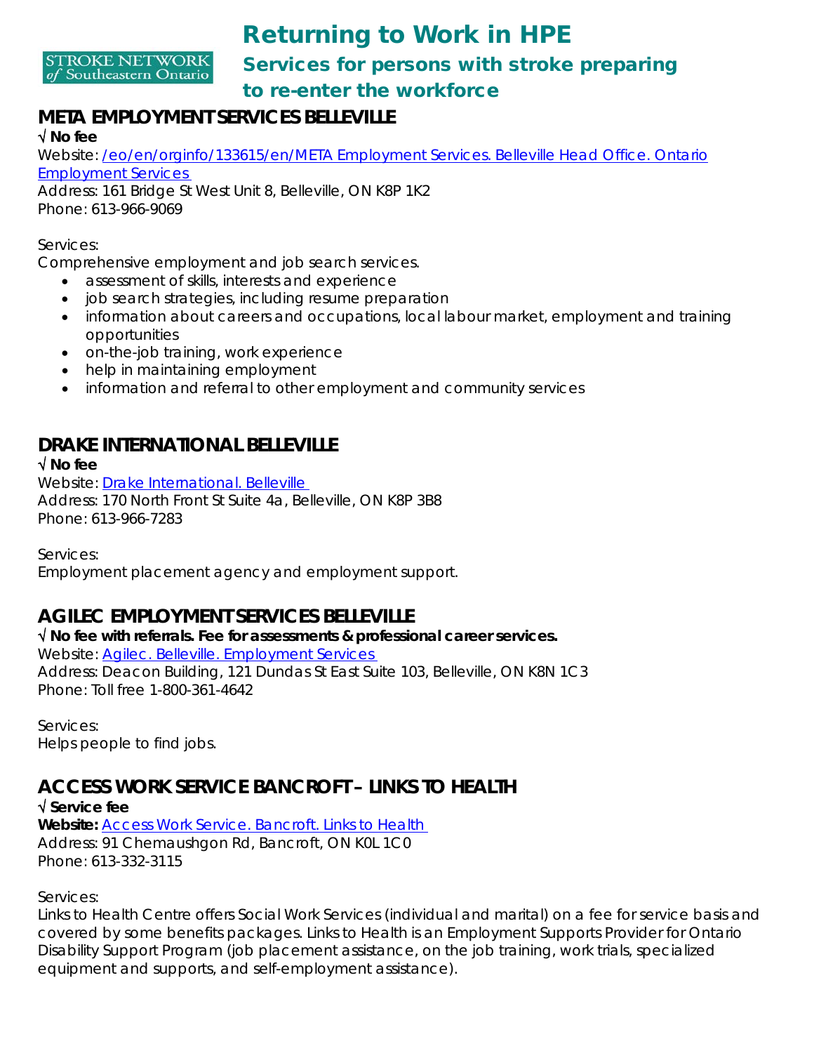# Returning to Work in HPE

## Services for persons with stroke preparing to re-enter the workforce

## META EMPLOYMENT SERVICES BELLEVILLE

**√ No fee**

Website: [/eo/en/orginfo/133615/en/META Employment Services. Belleville Head Office. Ontario Employment Services](/eo/en/orginfo/133615/en/META Employment Services. Belleville Head Office. Ontario Employment Services)

Address: 161 Bridge St West Unit 8, Belleville, ON K8P 1K2

Phone: 613-966-9069

Services:

Comprehensive employment and job search services.

- assessment of skills, interests and experience
- job search strategies, including resume preparation
- information about careers and occupations, local labour market, employment and training opportunities
- on-the-job training, work experience
- help in maintaining employment
- information and referral to other employment and community services

## DRAKE INTERNATIONAL BELLEVILLE

**√ No fee**

Website: Drake International. Belleville

Address: 170 North Front St Suite 4a, Belleville, ON K8P 3B8

Phone: 613-966-7283

Services:

Employment placement agency and employment support.

## AGILEC EMPLOYMENT SERVICES BELLEVILLE

**√ No fee with referrals. Fee for assessments & professional career services.**

Website: Agilec. Belleville. Employment Services

Address: Deacon Building, 121 Dundas St East Suite 103, Belleville, ON K8N 1C3

Phone: Toll free 1-800-361-4642

Services:

Helps people to find jobs.

## ACCESS WORK SERVICE BANCROFT – LINKS TO HEALTH

**√ Service fee**

**Website:** Access Work Service. Bancroft. Links to Health

Address: 91 Chemaushgon Rd, Bancroft, ON K0L 1C0

Phone: 613-332-3115

Services:

Links to Health Centre offers Social Work Services (individual and marital) on a fee for service basis and covered by some benefits packages. Links to Health is an Employment Supports Provider for Ontario Disability Support Program (job placement assistance, on the job training, work trials, specialized equipment and supports, and self-employment assistance).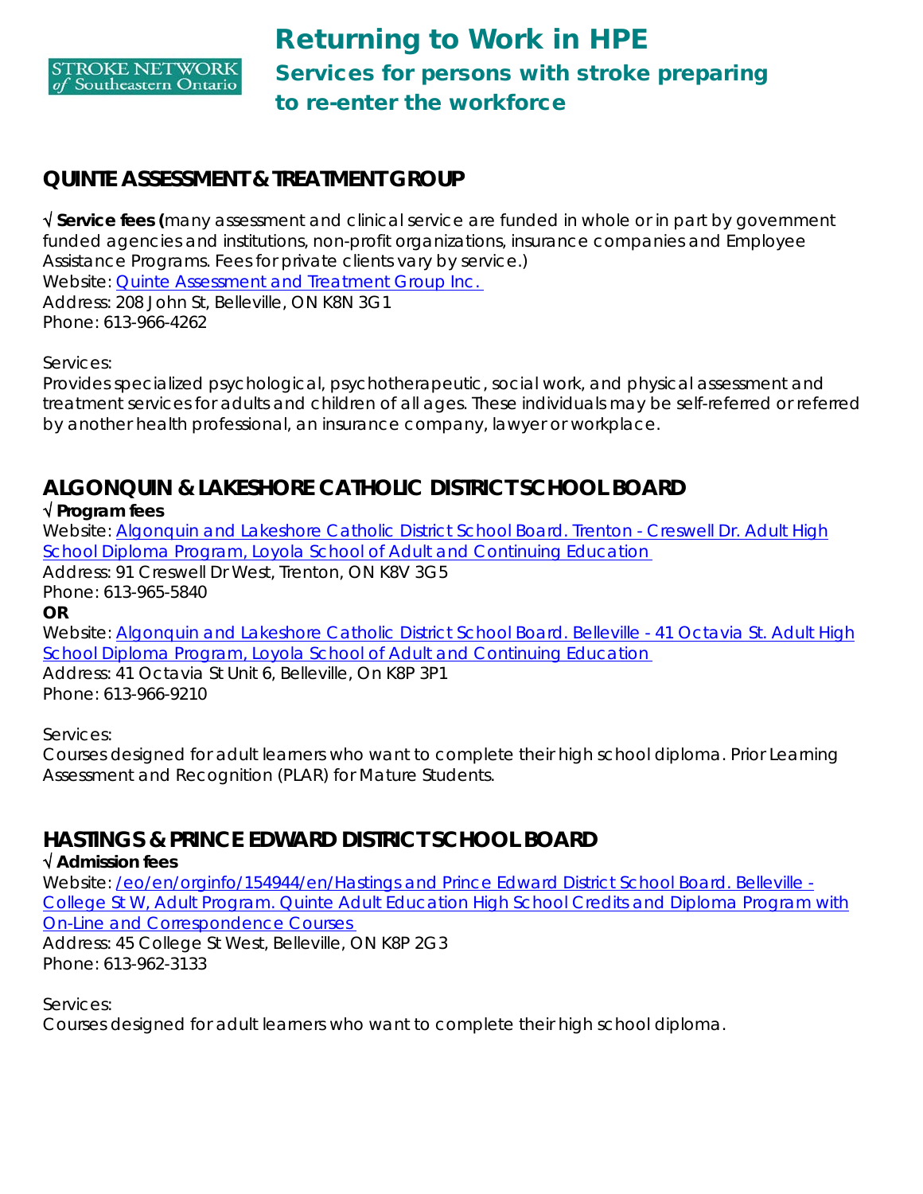STROKE NETWORK of Southeastern Ontario

# Returning to Work in HPE

## Services for persons with stroke preparing to re-enter the workforce

### QUINTE ASSESSMENT & TREATMENT GROUP

√ **Service fees (**many assessment and clinical service are funded in whole or in part by government funded agencies and institutions, non-profit organizations, insurance companies and Employee Assistance Programs. Fees for private clients vary by service.)
Website: Quinte Assessment and Treatment Group Inc.
Address: 208 John St, Belleville, ON K8N 3G1
Phone: 613-966-4262

Services:
Provides specialized psychological, psychotherapeutic, social work, and physical assessment and treatment services for adults and children of all ages. These individuals may be self-referred or referred by another health professional, an insurance company, lawyer or workplace.

### ALGONQUIN & LAKESHORE CATHOLIC DISTRICT SCHOOL BOARD

√ **Program fees**
Website: Algonquin and Lakeshore Catholic District School Board. Trenton - Creswell Dr. Adult High School Diploma Program, Loyola School of Adult and Continuing Education
Address: 91 Creswell Dr West, Trenton, ON K8V 3G5
Phone: 613-965-5840
**OR**
Website: Algonquin and Lakeshore Catholic District School Board. Belleville - 41 Octavia St. Adult High School Diploma Program, Loyola School of Adult and Continuing Education
Address: 41 Octavia St Unit 6, Belleville, On K8P 3P1
Phone: 613-966-9210

Services:
Courses designed for adult learners who want to complete their high school diploma. Prior Learning Assessment and Recognition (PLAR) for Mature Students.

### HASTINGS & PRINCE EDWARD DISTRICT SCHOOL BOARD

√ **Admission fees**
Website: /eo/en/orginfo/154944/en/Hastings and Prince Edward District School Board. Belleville - College St W, Adult Program. Quinte Adult Education High School Credits and Diploma Program with On-Line and Correspondence Courses
Address: 45 College St West, Belleville, ON K8P 2G3
Phone: 613-962-3133

Services:
Courses designed for adult learners who want to complete their high school diploma.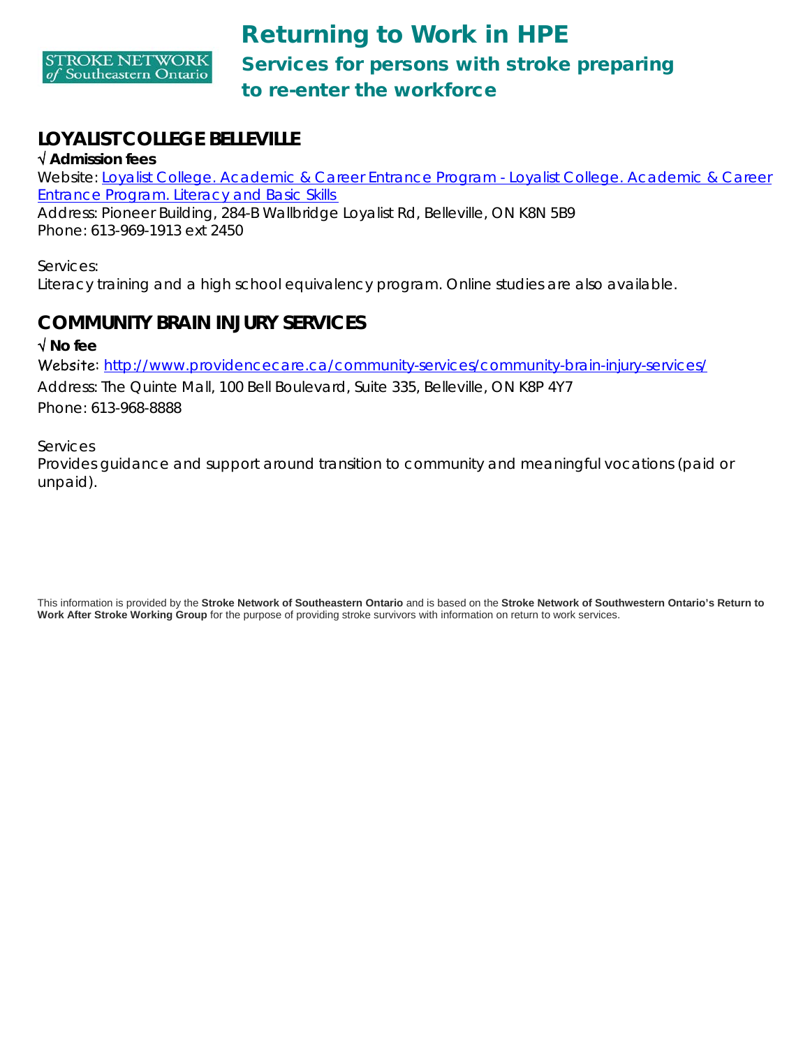# Returning to Work in HPE

## Services for persons with stroke preparing to re-enter the workforce

## LOYALIST COLLEGE BELLEVILLE

√ **Admission fees**

Website: [Loyalist College. Academic & Career Entrance Program - Loyalist College. Academic & Career Entrance Program. Literacy and Basic Skills]

Address: Pioneer Building, 284-B Wallbridge Loyalist Rd, Belleville, ON K8N 5B9

Phone: 613-969-1913 ext 2450

Services:

Literacy training and a high school equivalency program. Online studies are also available.

## COMMUNITY BRAIN INJURY SERVICES

√ **No fee**

Website: http://www.providencecare.ca/community-services/community-brain-injury-services/

Address: The Quinte Mall, 100 Bell Boulevard, Suite 335, Belleville, ON K8P 4Y7

Phone: 613-968-8888

Services

Provides guidance and support around transition to community and meaningful vocations (paid or unpaid).

This information is provided by the **Stroke Network of Southeastern Ontario** and is based on the **Stroke Network of Southwestern Ontario's Return to Work After Stroke Working Group** for the purpose of providing stroke survivors with information on return to work services.